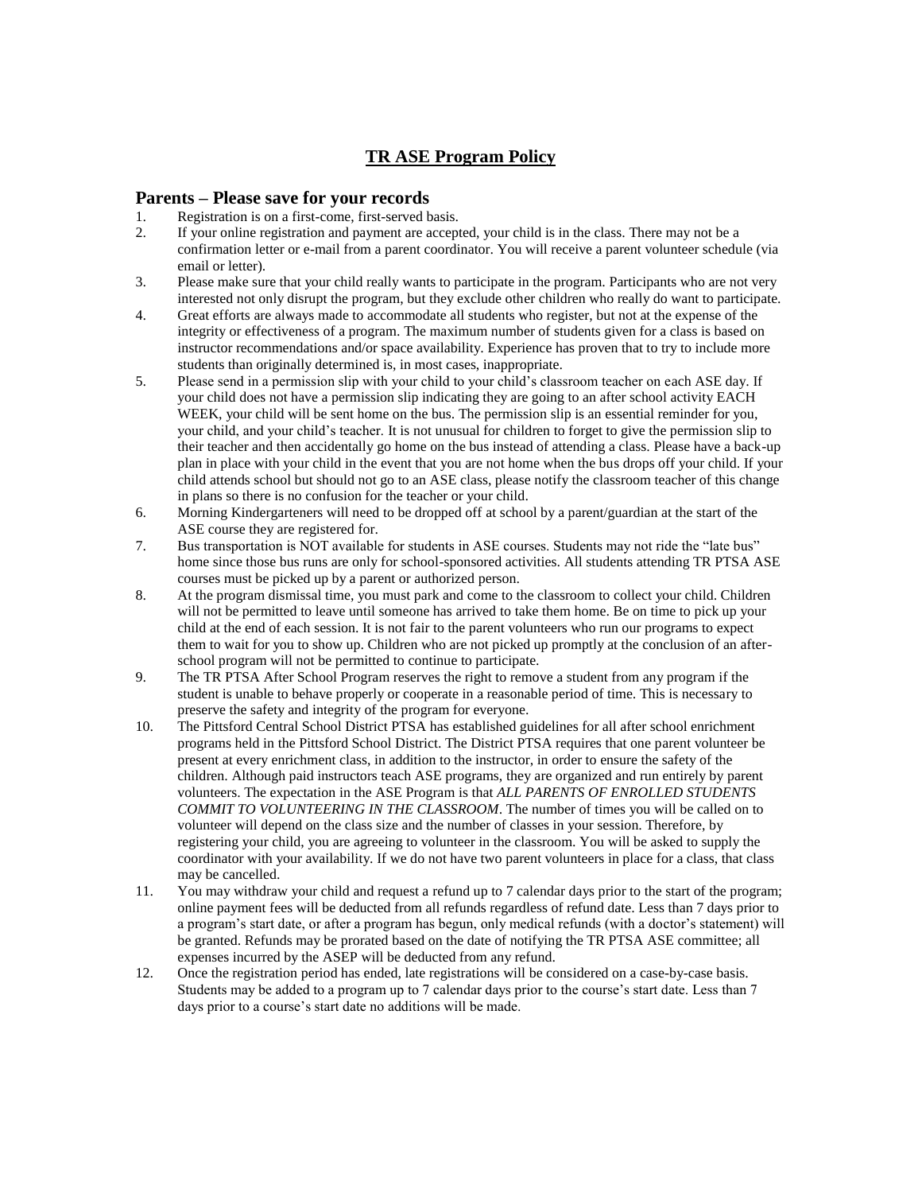# TR ASE Program Policy

## Parents – Please save for your records

1. Registration is on a first-come, first-served basis.
2. If your online registration and payment are accepted, your child is in the class. There may not be a confirmation letter or e-mail from a parent coordinator. You will receive a parent volunteer schedule (via email or letter).
3. Please make sure that your child really wants to participate in the program. Participants who are not very interested not only disrupt the program, but they exclude other children who really do want to participate.
4. Great efforts are always made to accommodate all students who register, but not at the expense of the integrity or effectiveness of a program. The maximum number of students given for a class is based on instructor recommendations and/or space availability. Experience has proven that to try to include more students than originally determined is, in most cases, inappropriate.
5. Please send in a permission slip with your child to your child's classroom teacher on each ASE day. If your child does not have a permission slip indicating they are going to an after school activity EACH WEEK, your child will be sent home on the bus. The permission slip is an essential reminder for you, your child, and your child's teacher. It is not unusual for children to forget to give the permission slip to their teacher and then accidentally go home on the bus instead of attending a class. Please have a back-up plan in place with your child in the event that you are not home when the bus drops off your child. If your child attends school but should not go to an ASE class, please notify the classroom teacher of this change in plans so there is no confusion for the teacher or your child.
6. Morning Kindergarteners will need to be dropped off at school by a parent/guardian at the start of the ASE course they are registered for.
7. Bus transportation is NOT available for students in ASE courses. Students may not ride the "late bus" home since those bus runs are only for school-sponsored activities. All students attending TR PTSA ASE courses must be picked up by a parent or authorized person.
8. At the program dismissal time, you must park and come to the classroom to collect your child. Children will not be permitted to leave until someone has arrived to take them home. Be on time to pick up your child at the end of each session. It is not fair to the parent volunteers who run our programs to expect them to wait for you to show up. Children who are not picked up promptly at the conclusion of an after-school program will not be permitted to continue to participate.
9. The TR PTSA After School Program reserves the right to remove a student from any program if the student is unable to behave properly or cooperate in a reasonable period of time. This is necessary to preserve the safety and integrity of the program for everyone.
10. The Pittsford Central School District PTSA has established guidelines for all after school enrichment programs held in the Pittsford School District. The District PTSA requires that one parent volunteer be present at every enrichment class, in addition to the instructor, in order to ensure the safety of the children. Although paid instructors teach ASE programs, they are organized and run entirely by parent volunteers. The expectation in the ASE Program is that *ALL PARENTS OF ENROLLED STUDENTS COMMIT TO VOLUNTEERING IN THE CLASSROOM*. The number of times you will be called on to volunteer will depend on the class size and the number of classes in your session. Therefore, by registering your child, you are agreeing to volunteer in the classroom. You will be asked to supply the coordinator with your availability. If we do not have two parent volunteers in place for a class, that class may be cancelled.
11. You may withdraw your child and request a refund up to 7 calendar days prior to the start of the program; online payment fees will be deducted from all refunds regardless of refund date. Less than 7 days prior to a program's start date, or after a program has begun, only medical refunds (with a doctor's statement) will be granted. Refunds may be prorated based on the date of notifying the TR PTSA ASE committee; all expenses incurred by the ASEP will be deducted from any refund.
12. Once the registration period has ended, late registrations will be considered on a case-by-case basis. Students may be added to a program up to 7 calendar days prior to the course's start date. Less than 7 days prior to a course's start date no additions will be made.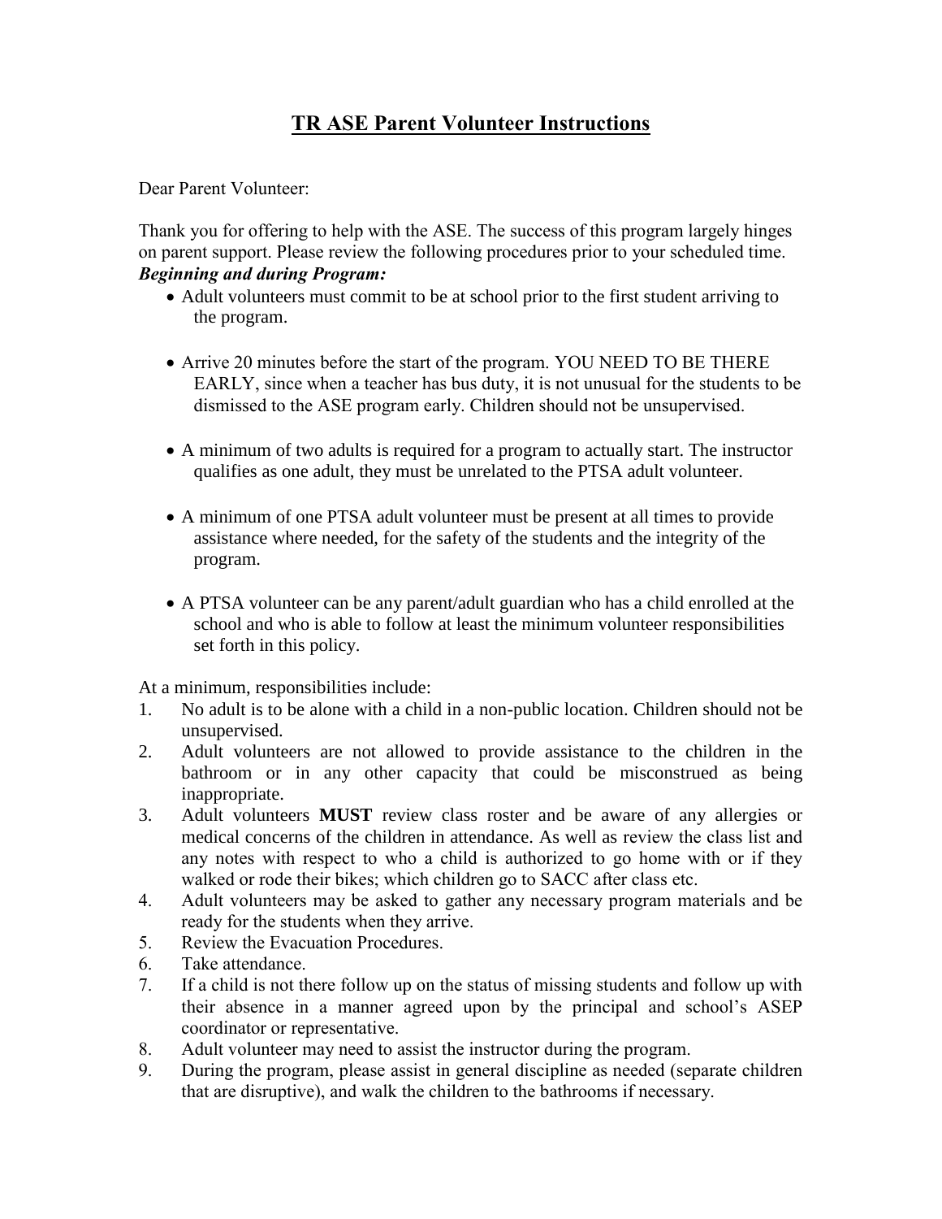# TR ASE Parent Volunteer Instructions

Dear Parent Volunteer:

Thank you for offering to help with the ASE. The success of this program largely hinges on parent support. Please review the following procedures prior to your scheduled time.

***Beginning and during Program:***

- Adult volunteers must commit to be at school prior to the first student arriving to the program.
- Arrive 20 minutes before the start of the program. YOU NEED TO BE THERE EARLY, since when a teacher has bus duty, it is not unusual for the students to be dismissed to the ASE program early. Children should not be unsupervised.
- A minimum of two adults is required for a program to actually start. The instructor qualifies as one adult, they must be unrelated to the PTSA adult volunteer.
- A minimum of one PTSA adult volunteer must be present at all times to provide assistance where needed, for the safety of the students and the integrity of the program.
- A PTSA volunteer can be any parent/adult guardian who has a child enrolled at the school and who is able to follow at least the minimum volunteer responsibilities set forth in this policy.

At a minimum, responsibilities include:

1. No adult is to be alone with a child in a non-public location. Children should not be unsupervised.
2. Adult volunteers are not allowed to provide assistance to the children in the bathroom or in any other capacity that could be misconstrued as being inappropriate.
3. Adult volunteers **MUST** review class roster and be aware of any allergies or medical concerns of the children in attendance. As well as review the class list and any notes with respect to who a child is authorized to go home with or if they walked or rode their bikes; which children go to SACC after class etc.
4. Adult volunteers may be asked to gather any necessary program materials and be ready for the students when they arrive.
5. Review the Evacuation Procedures.
6. Take attendance.
7. If a child is not there follow up on the status of missing students and follow up with their absence in a manner agreed upon by the principal and school's ASEP coordinator or representative.
8. Adult volunteer may need to assist the instructor during the program.
9. During the program, please assist in general discipline as needed (separate children that are disruptive), and walk the children to the bathrooms if necessary.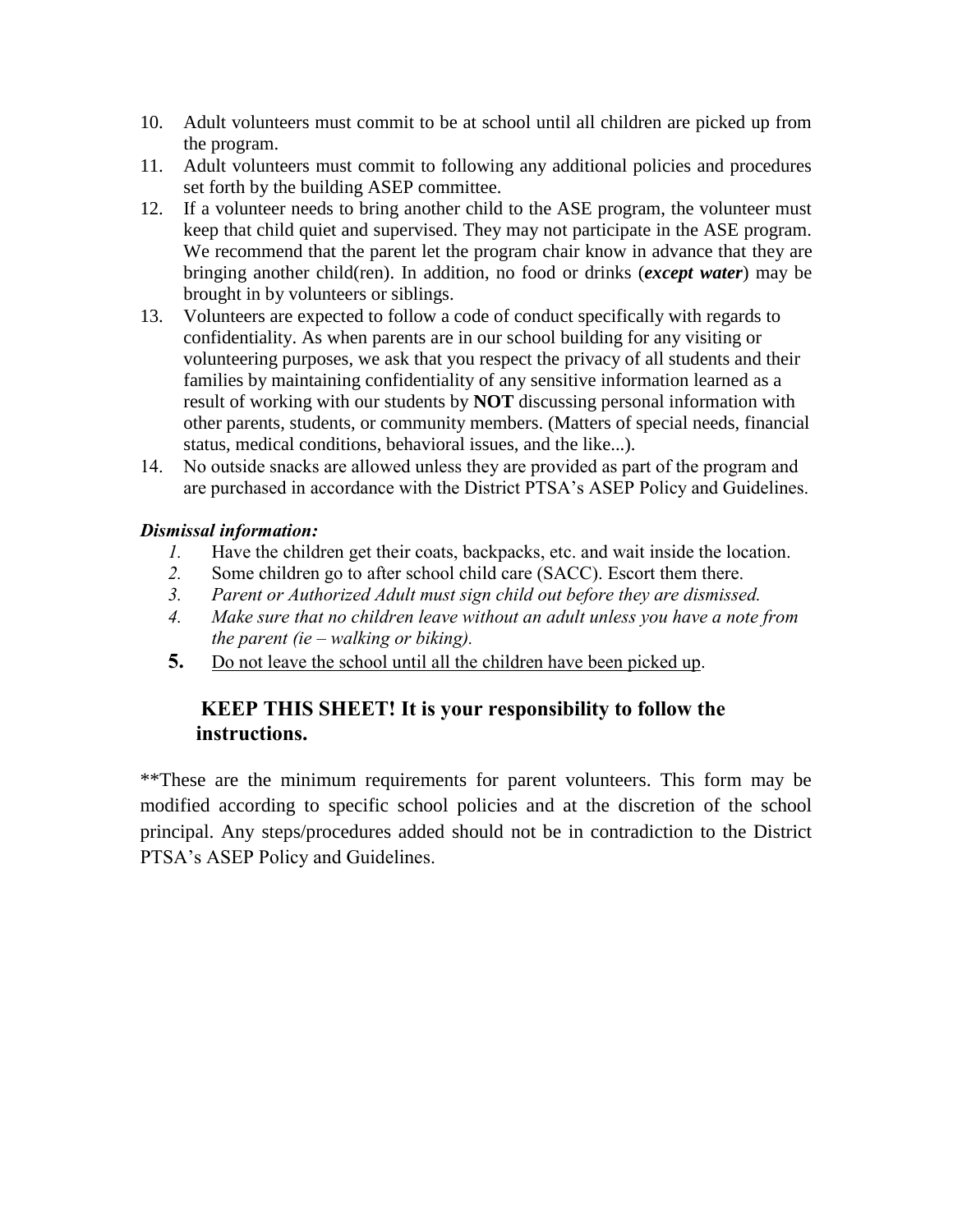10. Adult volunteers must commit to be at school until all children are picked up from the program.
11. Adult volunteers must commit to following any additional policies and procedures set forth by the building ASEP committee.
12. If a volunteer needs to bring another child to the ASE program, the volunteer must keep that child quiet and supervised. They may not participate in the ASE program. We recommend that the parent let the program chair know in advance that they are bringing another child(ren). In addition, no food or drinks (***except water***) may be brought in by volunteers or siblings.
13. Volunteers are expected to follow a code of conduct specifically with regards to confidentiality. As when parents are in our school building for any visiting or volunteering purposes, we ask that you respect the privacy of all students and their families by maintaining confidentiality of any sensitive information learned as a result of working with our students by **NOT** discussing personal information with other parents, students, or community members. (Matters of special needs, financial status, medical conditions, behavioral issues, and the like...).
14. No outside snacks are allowed unless they are provided as part of the program and are purchased in accordance with the District PTSA's ASEP Policy and Guidelines.

***Dismissal information:***

1. Have the children get their coats, backpacks, etc. and wait inside the location.
2. Some children go to after school child care (SACC). Escort them there.
3. *Parent or Authorized Adult must sign child out before they are dismissed.*
4. *Make sure that no children leave without an adult unless you have a note from the parent (ie – walking or biking).*
5. <u>Do not leave the school until all the children have been picked up</u>.

**KEEP THIS SHEET! It is your responsibility to follow the instructions.**

**These are the minimum requirements for parent volunteers. This form may be modified according to specific school policies and at the discretion of the school principal. Any steps/procedures added should not be in contradiction to the District PTSA's ASEP Policy and Guidelines.